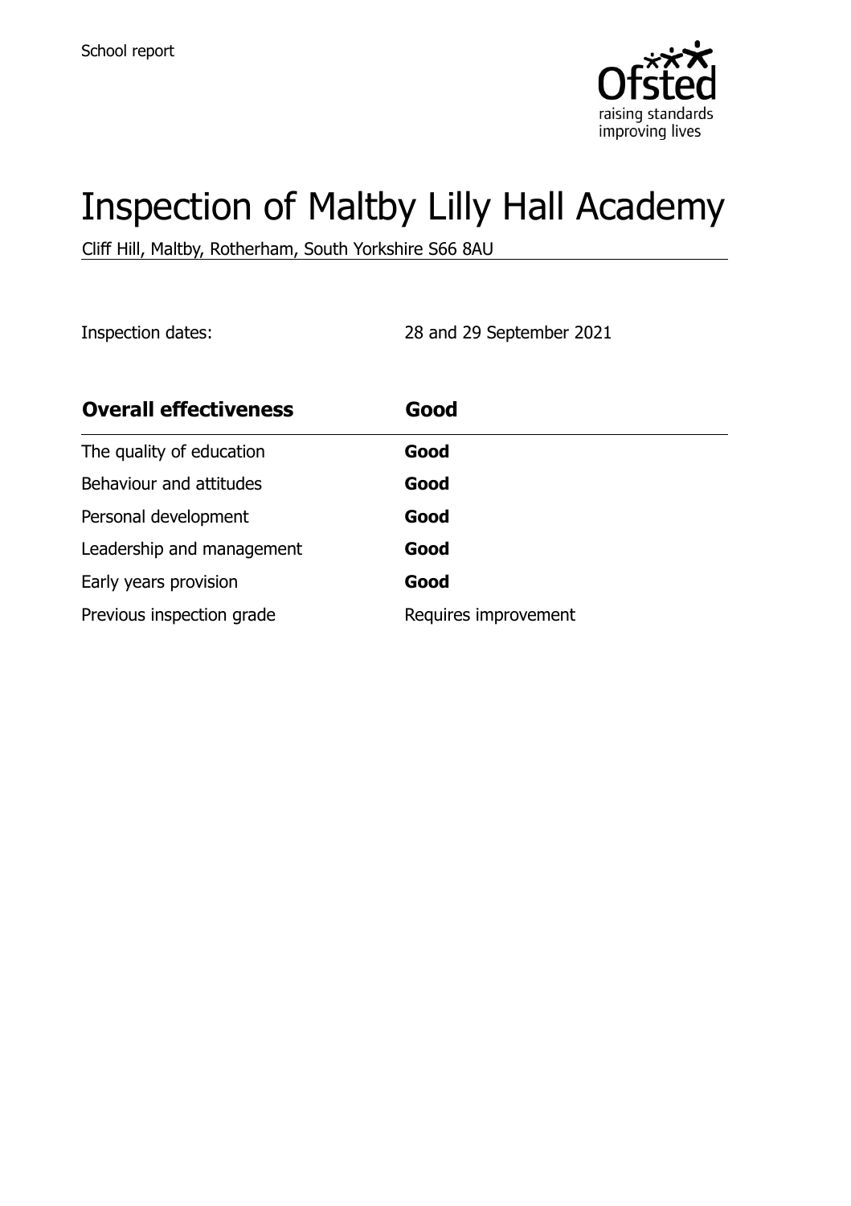School report

# Inspection of Maltby Lilly Hall Academy

Cliff Hill, Maltby, Rotherham, South Yorkshire S66 8AU

Inspection dates: 28 and 29 September 2021

| **Overall effectiveness** | **Good** |
| --- | --- |
| The quality of education | **Good** |
| Behaviour and attitudes | **Good** |
| Personal development | **Good** |
| Leadership and management | **Good** |
| Early years provision | **Good** |
| Previous inspection grade | Requires improvement |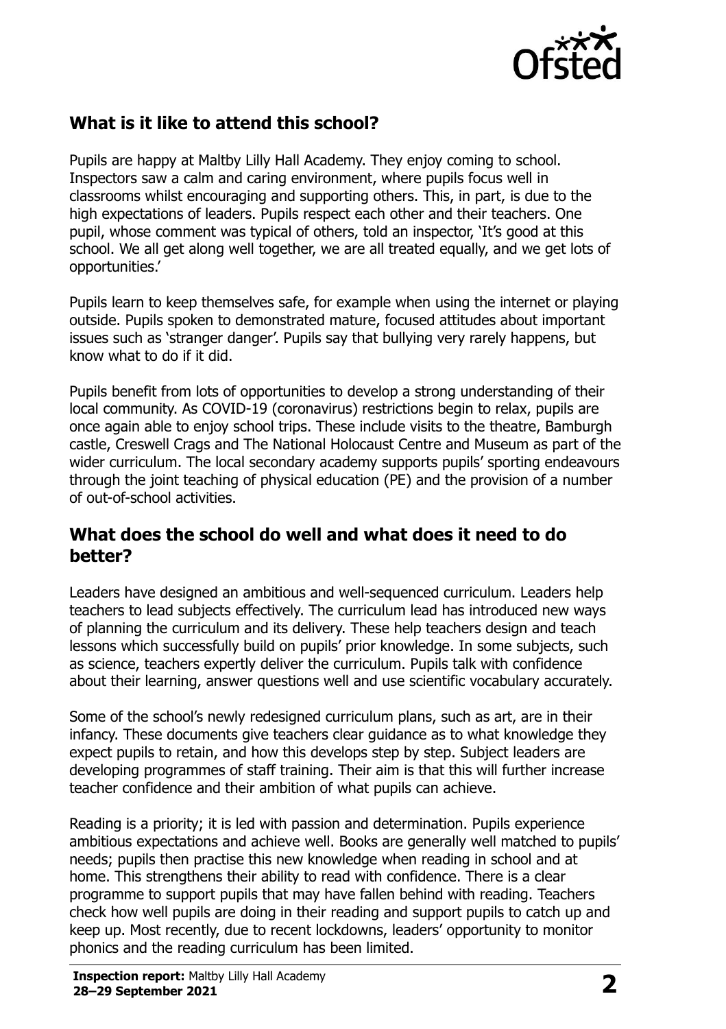## What is it like to attend this school?

Pupils are happy at Maltby Lilly Hall Academy. They enjoy coming to school. Inspectors saw a calm and caring environment, where pupils focus well in classrooms whilst encouraging and supporting others. This, in part, is due to the high expectations of leaders. Pupils respect each other and their teachers. One pupil, whose comment was typical of others, told an inspector, 'It's good at this school. We all get along well together, we are all treated equally, and we get lots of opportunities.'

Pupils learn to keep themselves safe, for example when using the internet or playing outside. Pupils spoken to demonstrated mature, focused attitudes about important issues such as 'stranger danger'. Pupils say that bullying very rarely happens, but know what to do if it did.

Pupils benefit from lots of opportunities to develop a strong understanding of their local community. As COVID-19 (coronavirus) restrictions begin to relax, pupils are once again able to enjoy school trips. These include visits to the theatre, Bamburgh castle, Creswell Crags and The National Holocaust Centre and Museum as part of the wider curriculum. The local secondary academy supports pupils' sporting endeavours through the joint teaching of physical education (PE) and the provision of a number of out-of-school activities.

## What does the school do well and what does it need to do better?

Leaders have designed an ambitious and well-sequenced curriculum. Leaders help teachers to lead subjects effectively. The curriculum lead has introduced new ways of planning the curriculum and its delivery. These help teachers design and teach lessons which successfully build on pupils' prior knowledge. In some subjects, such as science, teachers expertly deliver the curriculum. Pupils talk with confidence about their learning, answer questions well and use scientific vocabulary accurately.

Some of the school's newly redesigned curriculum plans, such as art, are in their infancy. These documents give teachers clear guidance as to what knowledge they expect pupils to retain, and how this develops step by step. Subject leaders are developing programmes of staff training. Their aim is that this will further increase teacher confidence and their ambition of what pupils can achieve.

Reading is a priority; it is led with passion and determination. Pupils experience ambitious expectations and achieve well. Books are generally well matched to pupils' needs; pupils then practise this new knowledge when reading in school and at home. This strengthens their ability to read with confidence. There is a clear programme to support pupils that may have fallen behind with reading. Teachers check how well pupils are doing in their reading and support pupils to catch up and keep up. Most recently, due to recent lockdowns, leaders' opportunity to monitor phonics and the reading curriculum has been limited.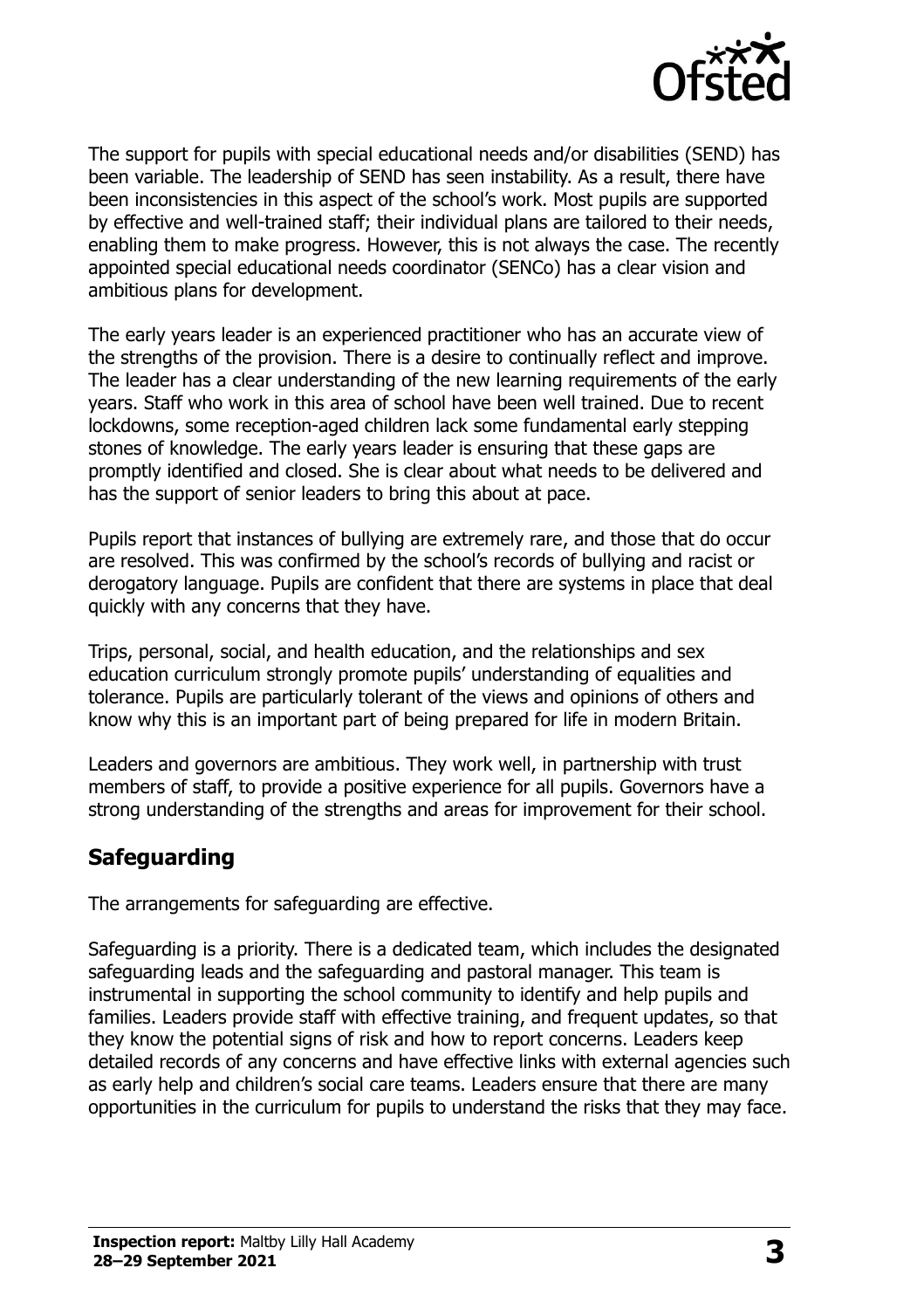The support for pupils with special educational needs and/or disabilities (SEND) has been variable. The leadership of SEND has seen instability. As a result, there have been inconsistencies in this aspect of the school's work. Most pupils are supported by effective and well-trained staff; their individual plans are tailored to their needs, enabling them to make progress. However, this is not always the case. The recently appointed special educational needs coordinator (SENCo) has a clear vision and ambitious plans for development.

The early years leader is an experienced practitioner who has an accurate view of the strengths of the provision. There is a desire to continually reflect and improve. The leader has a clear understanding of the new learning requirements of the early years. Staff who work in this area of school have been well trained. Due to recent lockdowns, some reception-aged children lack some fundamental early stepping stones of knowledge. The early years leader is ensuring that these gaps are promptly identified and closed. She is clear about what needs to be delivered and has the support of senior leaders to bring this about at pace.

Pupils report that instances of bullying are extremely rare, and those that do occur are resolved. This was confirmed by the school's records of bullying and racist or derogatory language. Pupils are confident that there are systems in place that deal quickly with any concerns that they have.

Trips, personal, social, and health education, and the relationships and sex education curriculum strongly promote pupils' understanding of equalities and tolerance. Pupils are particularly tolerant of the views and opinions of others and know why this is an important part of being prepared for life in modern Britain.

Leaders and governors are ambitious. They work well, in partnership with trust members of staff, to provide a positive experience for all pupils. Governors have a strong understanding of the strengths and areas for improvement for their school.

## Safeguarding

The arrangements for safeguarding are effective.

Safeguarding is a priority. There is a dedicated team, which includes the designated safeguarding leads and the safeguarding and pastoral manager. This team is instrumental in supporting the school community to identify and help pupils and families. Leaders provide staff with effective training, and frequent updates, so that they know the potential signs of risk and how to report concerns. Leaders keep detailed records of any concerns and have effective links with external agencies such as early help and children's social care teams. Leaders ensure that there are many opportunities in the curriculum for pupils to understand the risks that they may face.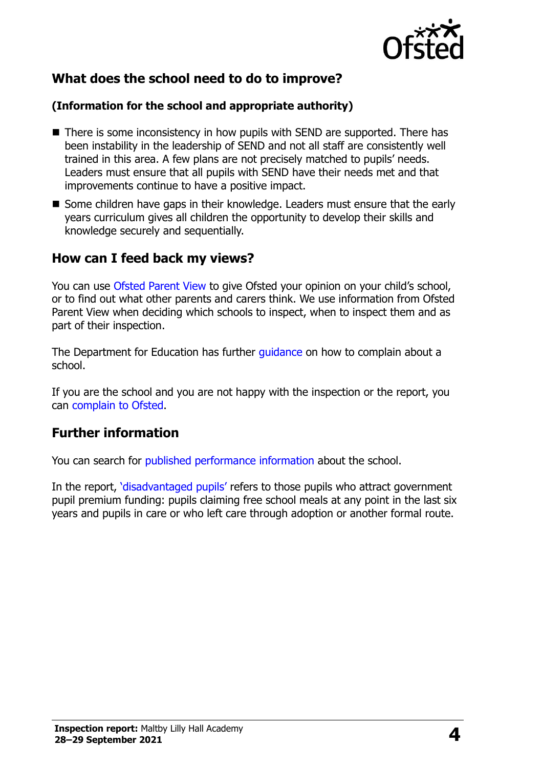## What does the school need to do to improve?

**(Information for the school and appropriate authority)**

- There is some inconsistency in how pupils with SEND are supported. There has been instability in the leadership of SEND and not all staff are consistently well trained in this area. A few plans are not precisely matched to pupils' needs. Leaders must ensure that all pupils with SEND have their needs met and that improvements continue to have a positive impact.
- Some children have gaps in their knowledge. Leaders must ensure that the early years curriculum gives all children the opportunity to develop their skills and knowledge securely and sequentially.

## How can I feed back my views?

You can use Ofsted Parent View to give Ofsted your opinion on your child's school, or to find out what other parents and carers think. We use information from Ofsted Parent View when deciding which schools to inspect, when to inspect them and as part of their inspection.

The Department for Education has further guidance on how to complain about a school.

If you are the school and you are not happy with the inspection or the report, you can complain to Ofsted.

## Further information

You can search for published performance information about the school.

In the report, 'disadvantaged pupils' refers to those pupils who attract government pupil premium funding: pupils claiming free school meals at any point in the last six years and pupils in care or who left care through adoption or another formal route.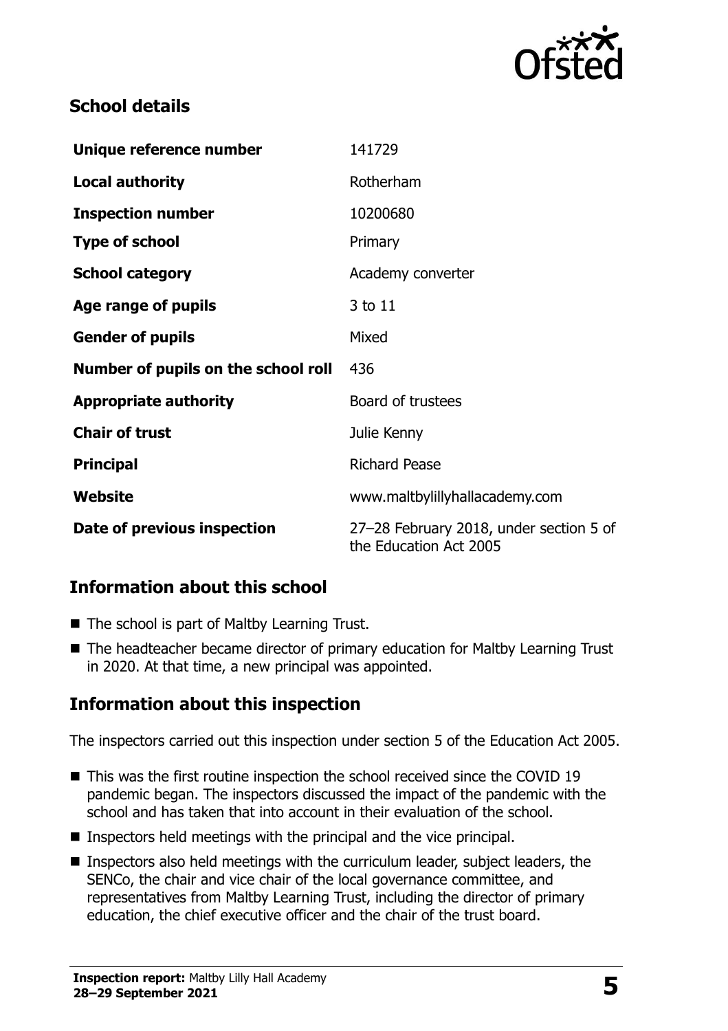## School details

| Unique reference number | 141729 |
| --- | --- |
| **Local authority** | Rotherham |
| **Inspection number** | 10200680 |
| **Type of school** | Primary |
| **School category** | Academy converter |
| **Age range of pupils** | 3 to 11 |
| **Gender of pupils** | Mixed |
| **Number of pupils on the school roll** | 436 |
| **Appropriate authority** | Board of trustees |
| **Chair of trust** | Julie Kenny |
| **Principal** | Richard Pease |
| **Website** | www.maltbylillyhallacademy.com |
| **Date of previous inspection** | 27–28 February 2018, under section 5 of the Education Act 2005 |

## Information about this school

- The school is part of Maltby Learning Trust.
- The headteacher became director of primary education for Maltby Learning Trust in 2020. At that time, a new principal was appointed.

## Information about this inspection

The inspectors carried out this inspection under section 5 of the Education Act 2005.

- This was the first routine inspection the school received since the COVID 19 pandemic began. The inspectors discussed the impact of the pandemic with the school and has taken that into account in their evaluation of the school.
- Inspectors held meetings with the principal and the vice principal.
- Inspectors also held meetings with the curriculum leader, subject leaders, the SENCo, the chair and vice chair of the local governance committee, and representatives from Maltby Learning Trust, including the director of primary education, the chief executive officer and the chair of the trust board.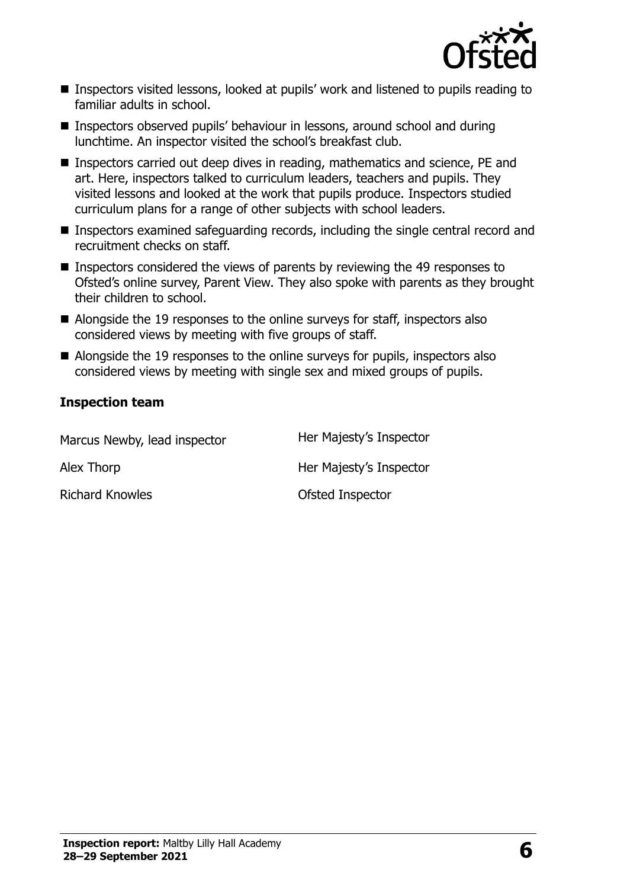- Inspectors visited lessons, looked at pupils' work and listened to pupils reading to familiar adults in school.
- Inspectors observed pupils' behaviour in lessons, around school and during lunchtime. An inspector visited the school's breakfast club.
- Inspectors carried out deep dives in reading, mathematics and science, PE and art. Here, inspectors talked to curriculum leaders, teachers and pupils. They visited lessons and looked at the work that pupils produce. Inspectors studied curriculum plans for a range of other subjects with school leaders.
- Inspectors examined safeguarding records, including the single central record and recruitment checks on staff.
- Inspectors considered the views of parents by reviewing the 49 responses to Ofsted's online survey, Parent View. They also spoke with parents as they brought their children to school.
- Alongside the 19 responses to the online surveys for staff, inspectors also considered views by meeting with five groups of staff.
- Alongside the 19 responses to the online surveys for pupils, inspectors also considered views by meeting with single sex and mixed groups of pupils.

### Inspection team

| | |
|---|---|
| Marcus Newby, lead inspector | Her Majesty's Inspector |
| Alex Thorp | Her Majesty's Inspector |
| Richard Knowles | Ofsted Inspector |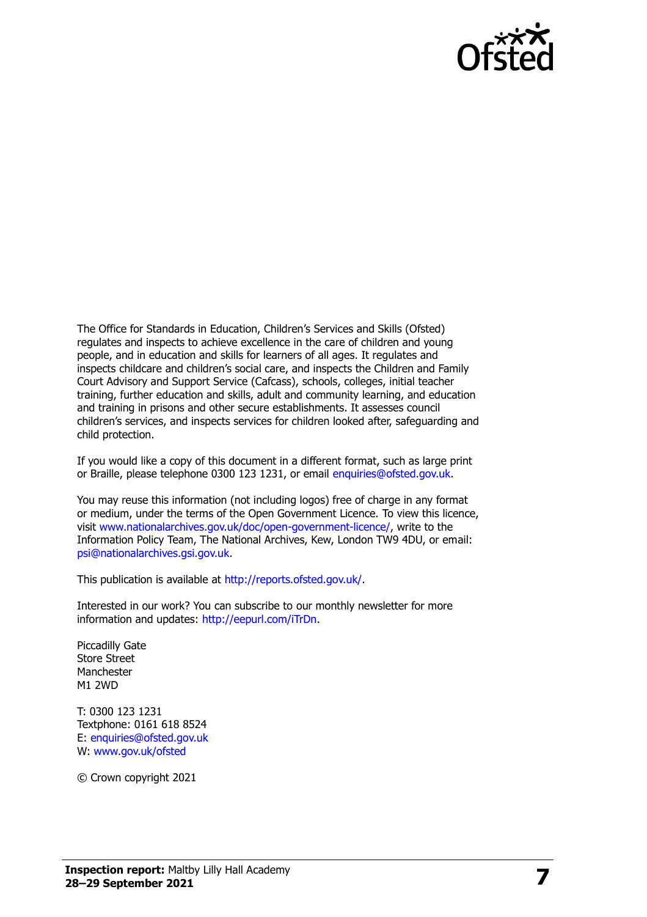The Office for Standards in Education, Children's Services and Skills (Ofsted) regulates and inspects to achieve excellence in the care of children and young people, and in education and skills for learners of all ages. It regulates and inspects childcare and children's social care, and inspects the Children and Family Court Advisory and Support Service (Cafcass), schools, colleges, initial teacher training, further education and skills, adult and community learning, and education and training in prisons and other secure establishments. It assesses council children's services, and inspects services for children looked after, safeguarding and child protection.

If you would like a copy of this document in a different format, such as large print or Braille, please telephone 0300 123 1231, or email enquiries@ofsted.gov.uk.

You may reuse this information (not including logos) free of charge in any format or medium, under the terms of the Open Government Licence. To view this licence, visit www.nationalarchives.gov.uk/doc/open-government-licence/, write to the Information Policy Team, The National Archives, Kew, London TW9 4DU, or email: psi@nationalarchives.gsi.gov.uk.

This publication is available at http://reports.ofsted.gov.uk/.

Interested in our work? You can subscribe to our monthly newsletter for more information and updates: http://eepurl.com/iTrDn.

Piccadilly Gate
Store Street
Manchester
M1 2WD

T: 0300 123 1231
Textphone: 0161 618 8524
E: enquiries@ofsted.gov.uk
W: www.gov.uk/ofsted

© Crown copyright 2021